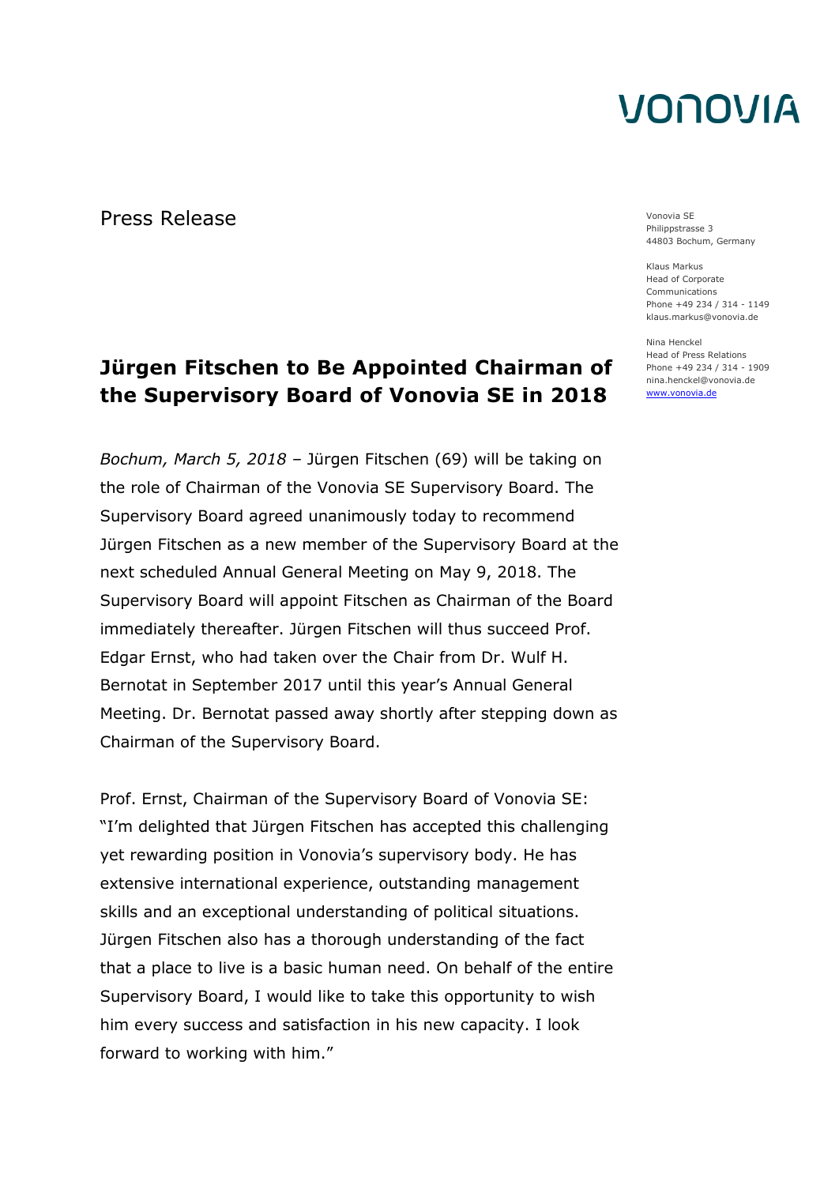VONOVIA

Press Release

Vonovia SE
Philippstrasse 3
44803 Bochum, Germany

Klaus Markus
Head of Corporate Communications
Phone +49 234 / 314 - 1149
klaus.markus@vonovia.de

Nina Henckel
Head of Press Relations
Phone +49 234 / 314 - 1909
nina.henckel@vonovia.de
www.vonovia.de

# Jürgen Fitschen to Be Appointed Chairman of the Supervisory Board of Vonovia SE in 2018

*Bochum, March 5, 2018* – Jürgen Fitschen (69) will be taking on the role of Chairman of the Vonovia SE Supervisory Board. The Supervisory Board agreed unanimously today to recommend Jürgen Fitschen as a new member of the Supervisory Board at the next scheduled Annual General Meeting on May 9, 2018. The Supervisory Board will appoint Fitschen as Chairman of the Board immediately thereafter. Jürgen Fitschen will thus succeed Prof. Edgar Ernst, who had taken over the Chair from Dr. Wulf H. Bernotat in September 2017 until this year's Annual General Meeting. Dr. Bernotat passed away shortly after stepping down as Chairman of the Supervisory Board.

Prof. Ernst, Chairman of the Supervisory Board of Vonovia SE: "I'm delighted that Jürgen Fitschen has accepted this challenging yet rewarding position in Vonovia's supervisory body. He has extensive international experience, outstanding management skills and an exceptional understanding of political situations. Jürgen Fitschen also has a thorough understanding of the fact that a place to live is a basic human need. On behalf of the entire Supervisory Board, I would like to take this opportunity to wish him every success and satisfaction in his new capacity. I look forward to working with him."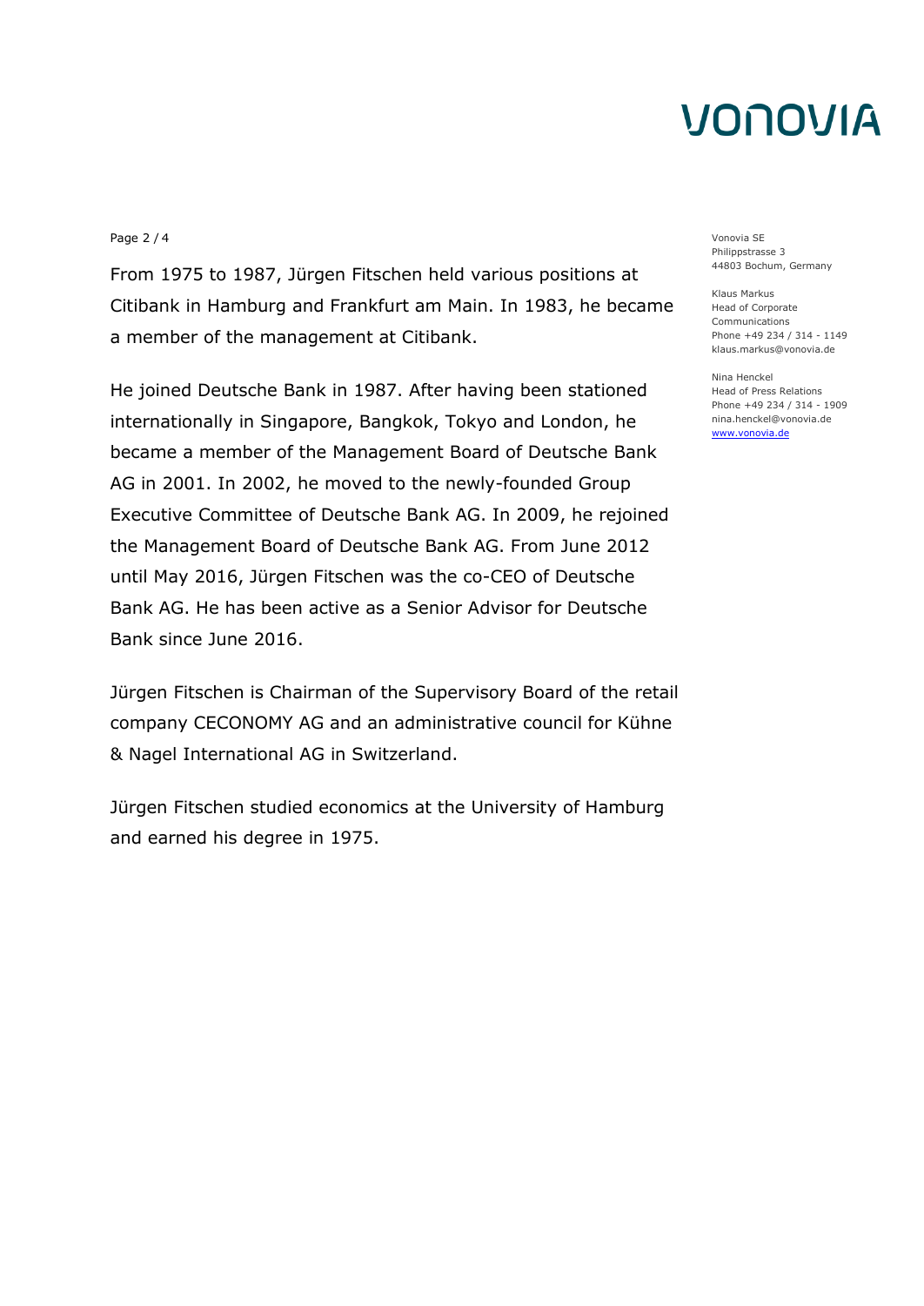From 1975 to 1987, Jürgen Fitschen held various positions at Citibank in Hamburg and Frankfurt am Main. In 1983, he became a member of the management at Citibank.

He joined Deutsche Bank in 1987. After having been stationed internationally in Singapore, Bangkok, Tokyo and London, he became a member of the Management Board of Deutsche Bank AG in 2001. In 2002, he moved to the newly-founded Group Executive Committee of Deutsche Bank AG. In 2009, he rejoined the Management Board of Deutsche Bank AG. From June 2012 until May 2016, Jürgen Fitschen was the co-CEO of Deutsche Bank AG. He has been active as a Senior Advisor for Deutsche Bank since June 2016.

Jürgen Fitschen is Chairman of the Supervisory Board of the retail company CECONOMY AG and an administrative council for Kühne & Nagel International AG in Switzerland.

Jürgen Fitschen studied economics at the University of Hamburg and earned his degree in 1975.

Vonovia SE
Philippstrasse 3
44803 Bochum, Germany

Klaus Markus
Head of Corporate Communications
Phone +49 234 / 314 - 1149
klaus.markus@vonovia.de

Nina Henckel
Head of Press Relations
Phone +49 234 / 314 - 1909
nina.henckel@vonovia.de
www.vonovia.de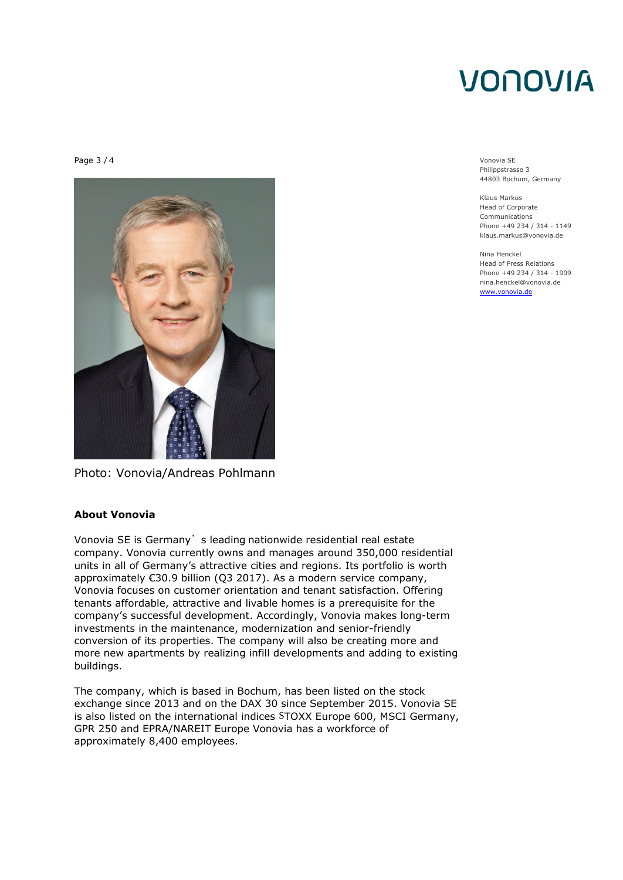Vonovia SE
Philippstrasse 3
44803 Bochum, Germany

Klaus Markus
Head of Corporate Communications
Phone +49 234 / 314 - 1149
klaus.markus@vonovia.de

Nina Henckel
Head of Press Relations
Phone +49 234 / 314 - 1909
nina.henckel@vonovia.de
www.vonovia.de

Photo: Vonovia/Andreas Pohlmann

**About Vonovia**

Vonovia SE is Germany's leading nationwide residential real estate company. Vonovia currently owns and manages around 350,000 residential units in all of Germany's attractive cities and regions. Its portfolio is worth approximately €30.9 billion (Q3 2017). As a modern service company, Vonovia focuses on customer orientation and tenant satisfaction. Offering tenants affordable, attractive and livable homes is a prerequisite for the company's successful development. Accordingly, Vonovia makes long-term investments in the maintenance, modernization and senior-friendly conversion of its properties. The company will also be creating more and more new apartments by realizing infill developments and adding to existing buildings.

The company, which is based in Bochum, has been listed on the stock exchange since 2013 and on the DAX 30 since September 2015. Vonovia SE is also listed on the international indices STOXX Europe 600, MSCI Germany, GPR 250 and EPRA/NAREIT Europe Vonovia has a workforce of approximately 8,400 employees.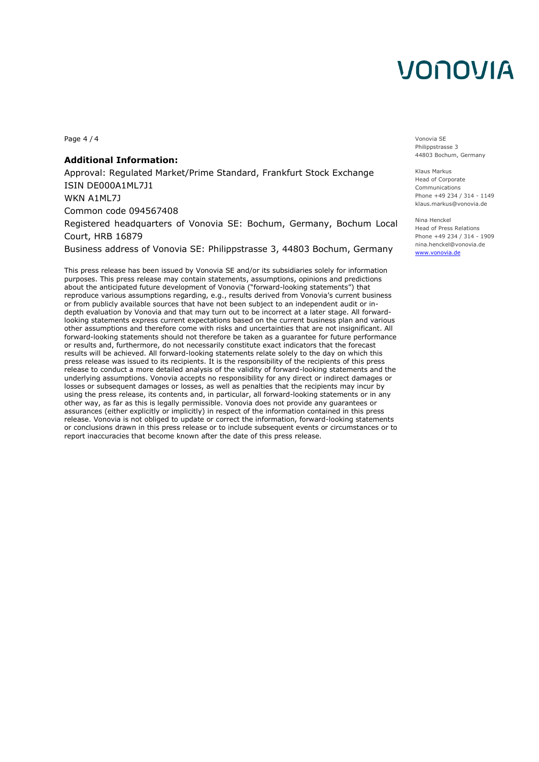**Additional Information:**

Approval: Regulated Market/Prime Standard, Frankfurt Stock Exchange
ISIN DE000A1ML7J1
WKN A1ML7J
Common code 094567408
Registered headquarters of Vonovia SE: Bochum, Germany, Bochum Local Court, HRB 16879
Business address of Vonovia SE: Philippstrasse 3, 44803 Bochum, Germany

This press release has been issued by Vonovia SE and/or its subsidiaries solely for information purposes. This press release may contain statements, assumptions, opinions and predictions about the anticipated future development of Vonovia ("forward-looking statements") that reproduce various assumptions regarding, e.g., results derived from Vonovia's current business or from publicly available sources that have not been subject to an independent audit or in-depth evaluation by Vonovia and that may turn out to be incorrect at a later stage. All forward-looking statements express current expectations based on the current business plan and various other assumptions and therefore come with risks and uncertainties that are not insignificant. All forward-looking statements should not therefore be taken as a guarantee for future performance or results and, furthermore, do not necessarily constitute exact indicators that the forecast results will be achieved. All forward-looking statements relate solely to the day on which this press release was issued to its recipients. It is the responsibility of the recipients of this press release to conduct a more detailed analysis of the validity of forward-looking statements and the underlying assumptions. Vonovia accepts no responsibility for any direct or indirect damages or losses or subsequent damages or losses, as well as penalties that the recipients may incur by using the press release, its contents and, in particular, all forward-looking statements or in any other way, as far as this is legally permissible. Vonovia does not provide any guarantees or assurances (either explicitly or implicitly) in respect of the information contained in this press release. Vonovia is not obliged to update or correct the information, forward-looking statements or conclusions drawn in this press release or to include subsequent events or circumstances or to report inaccuracies that become known after the date of this press release.

Vonovia SE
Philippstrasse 3
44803 Bochum, Germany

Klaus Markus
Head of Corporate Communications
Phone +49 234 / 314 - 1149
klaus.markus@vonovia.de

Nina Henckel
Head of Press Relations
Phone +49 234 / 314 - 1909
nina.henckel@vonovia.de
www.vonovia.de